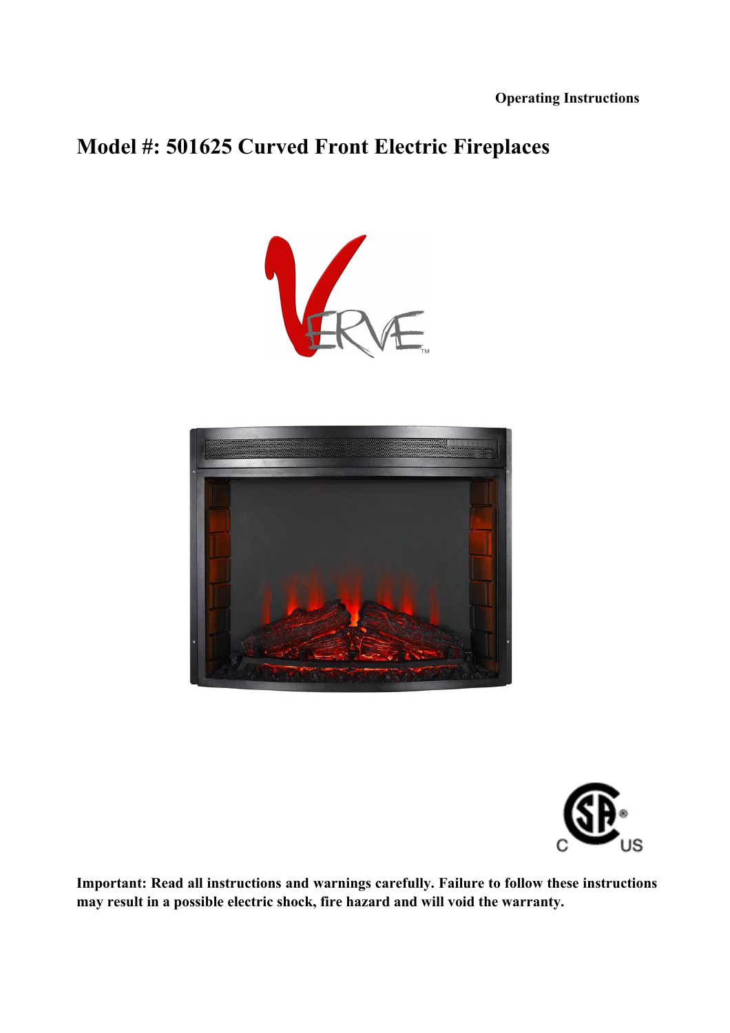**Operating Instructions**

# Model #: 501625 Curved Front Electric Fireplaces

**Important: Read all instructions and warnings carefully. Failure to follow these instructions may result in a possible electric shock, fire hazard and will void the warranty.**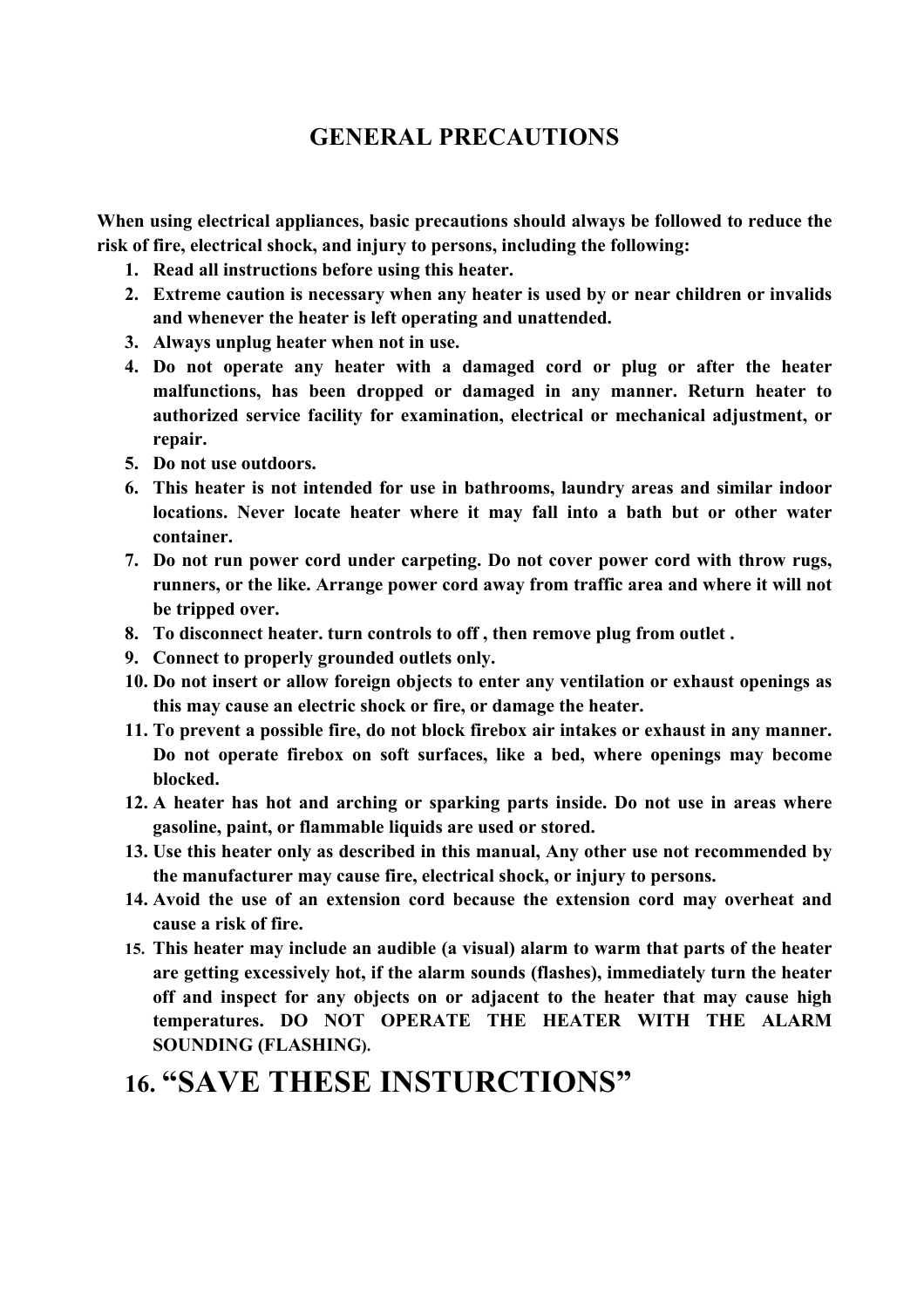## GENERAL PRECAUTIONS

**When using electrical appliances, basic precautions should always be followed to reduce the risk of fire, electrical shock, and injury to persons, including the following:**

1. **Read all instructions before using this heater.**
2. **Extreme caution is necessary when any heater is used by or near children or invalids and whenever the heater is left operating and unattended.**
3. **Always unplug heater when not in use.**
4. **Do not operate any heater with a damaged cord or plug or after the heater malfunctions, has been dropped or damaged in any manner. Return heater to authorized service facility for examination, electrical or mechanical adjustment, or repair.**
5. **Do not use outdoors.**
6. **This heater is not intended for use in bathrooms, laundry areas and similar indoor locations. Never locate heater where it may fall into a bath but or other water container.**
7. **Do not run power cord under carpeting. Do not cover power cord with throw rugs, runners, or the like. Arrange power cord away from traffic area and where it will not be tripped over.**
8. **To disconnect heater. turn controls to off , then remove plug from outlet .**
9. **Connect to properly grounded outlets only.**
10. **Do not insert or allow foreign objects to enter any ventilation or exhaust openings as this may cause an electric shock or fire, or damage the heater.**
11. **To prevent a possible fire, do not block firebox air intakes or exhaust in any manner. Do not operate firebox on soft surfaces, like a bed, where openings may become blocked.**
12. **A heater has hot and arching or sparking parts inside. Do not use in areas where gasoline, paint, or flammable liquids are used or stored.**
13. **Use this heater only as described in this manual, Any other use not recommended by the manufacturer may cause fire, electrical shock, or injury to persons.**
14. **Avoid the use of an extension cord because the extension cord may overheat and cause a risk of fire.**
15. **This heater may include an audible (a visual) alarm to warm that parts of the heater are getting excessively hot, if the alarm sounds (flashes), immediately turn the heater off and inspect for any objects on or adjacent to the heater that may cause high temperatures. DO NOT OPERATE THE HEATER WITH THE ALARM SOUNDING (FLASHING).**
16. **"SAVE THESE INSTURCTIONS"**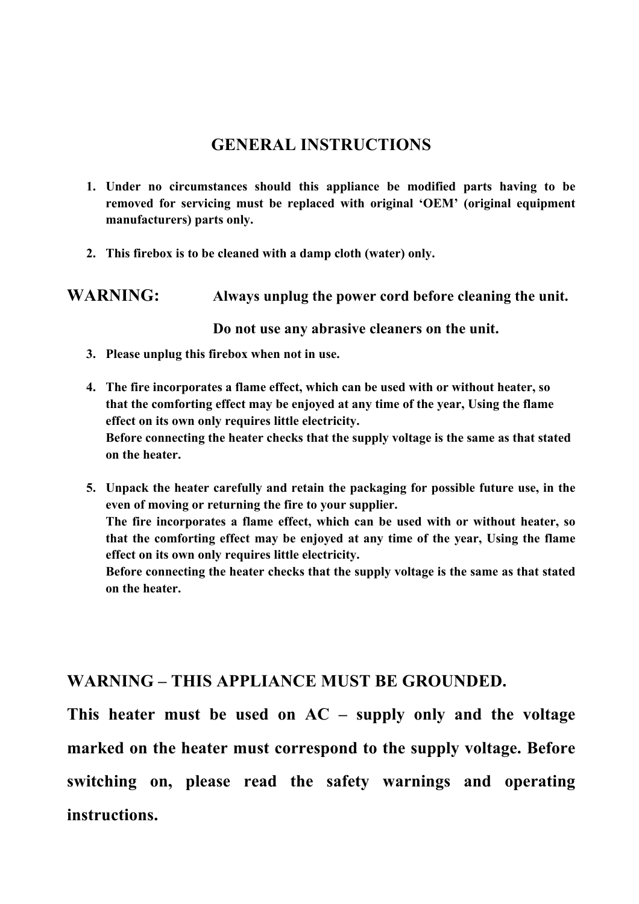# GENERAL INSTRUCTIONS

1. **Under no circumstances should this appliance be modified parts having to be removed for servicing must be replaced with original 'OEM' (original equipment manufacturers) parts only.**

2. **This firebox is to be cleaned with a damp cloth (water) only.**

**WARNING: Always unplug the power cord before cleaning the unit.**

**Do not use any abrasive cleaners on the unit.**

3. **Please unplug this firebox when not in use.**

4. **The fire incorporates a flame effect, which can be used with or without heater, so that the comforting effect may be enjoyed at any time of the year, Using the flame effect on its own only requires little electricity.**
   **Before connecting the heater checks that the supply voltage is the same as that stated on the heater.**

5. **Unpack the heater carefully and retain the packaging for possible future use, in the even of moving or returning the fire to your supplier.**
   **The fire incorporates a flame effect, which can be used with or without heater, so that the comforting effect may be enjoyed at any time of the year, Using the flame effect on its own only requires little electricity.**
   **Before connecting the heater checks that the supply voltage is the same as that stated on the heater.**

**WARNING – THIS APPLIANCE MUST BE GROUNDED.**

**This heater must be used on AC – supply only and the voltage marked on the heater must correspond to the supply voltage. Before switching on, please read the safety warnings and operating instructions.**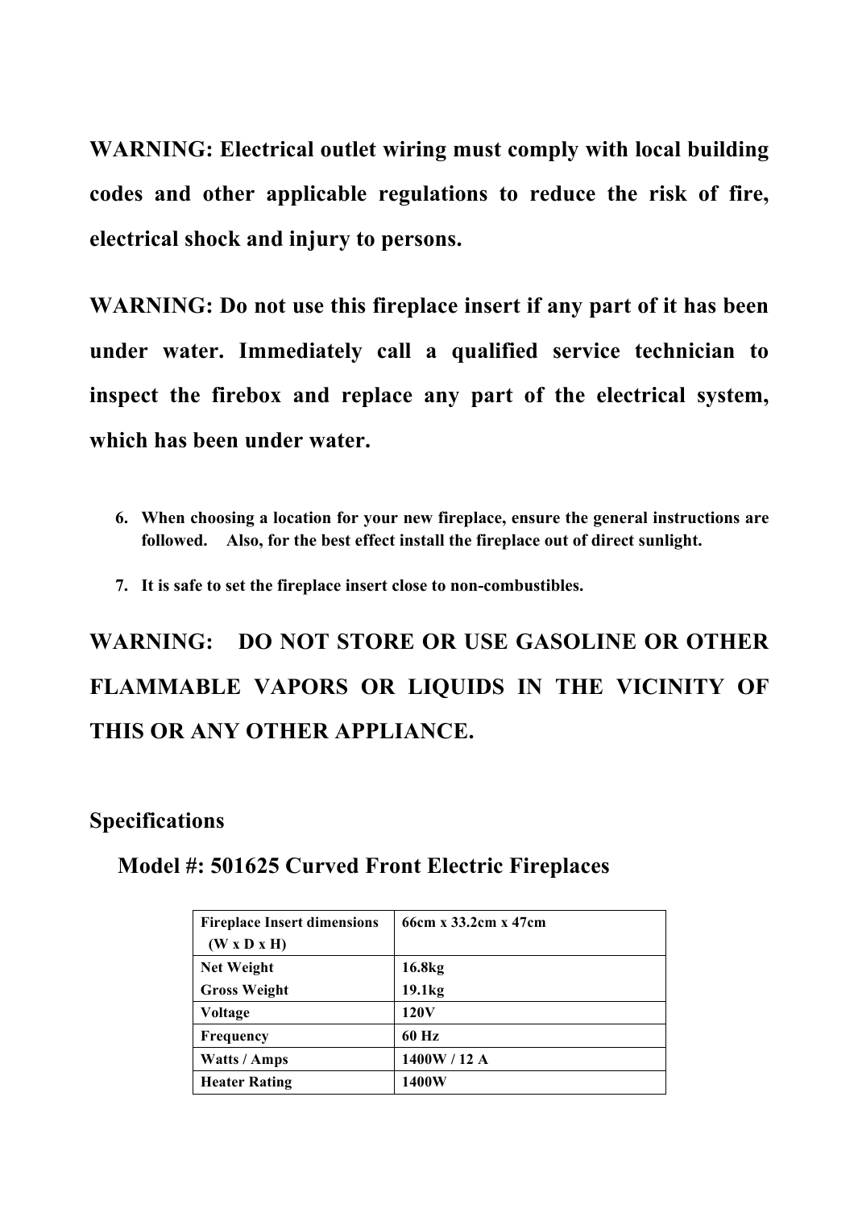**WARNING: Electrical outlet wiring must comply with local building codes and other applicable regulations to reduce the risk of fire, electrical shock and injury to persons.**

**WARNING: Do not use this fireplace insert if any part of it has been under water. Immediately call a qualified service technician to inspect the firebox and replace any part of the electrical system, which has been under water.**

6. **When choosing a location for your new fireplace, ensure the general instructions are followed. Also, for the best effect install the fireplace out of direct sunlight.**
7. **It is safe to set the fireplace insert close to non-combustibles.**

**WARNING: DO NOT STORE OR USE GASOLINE OR OTHER FLAMMABLE VAPORS OR LIQUIDS IN THE VICINITY OF THIS OR ANY OTHER APPLIANCE.**

## Specifications

### Model #: 501625 Curved Front Electric Fireplaces

| Fireplace Insert dimensions (W x D x H) | 66cm x 33.2cm x 47cm |
|---|---|
| Net Weight<br>Gross Weight | 16.8kg<br>19.1kg |
| Voltage | 120V |
| Frequency | 60 Hz |
| Watts / Amps | 1400W / 12 A |
| Heater Rating | 1400W |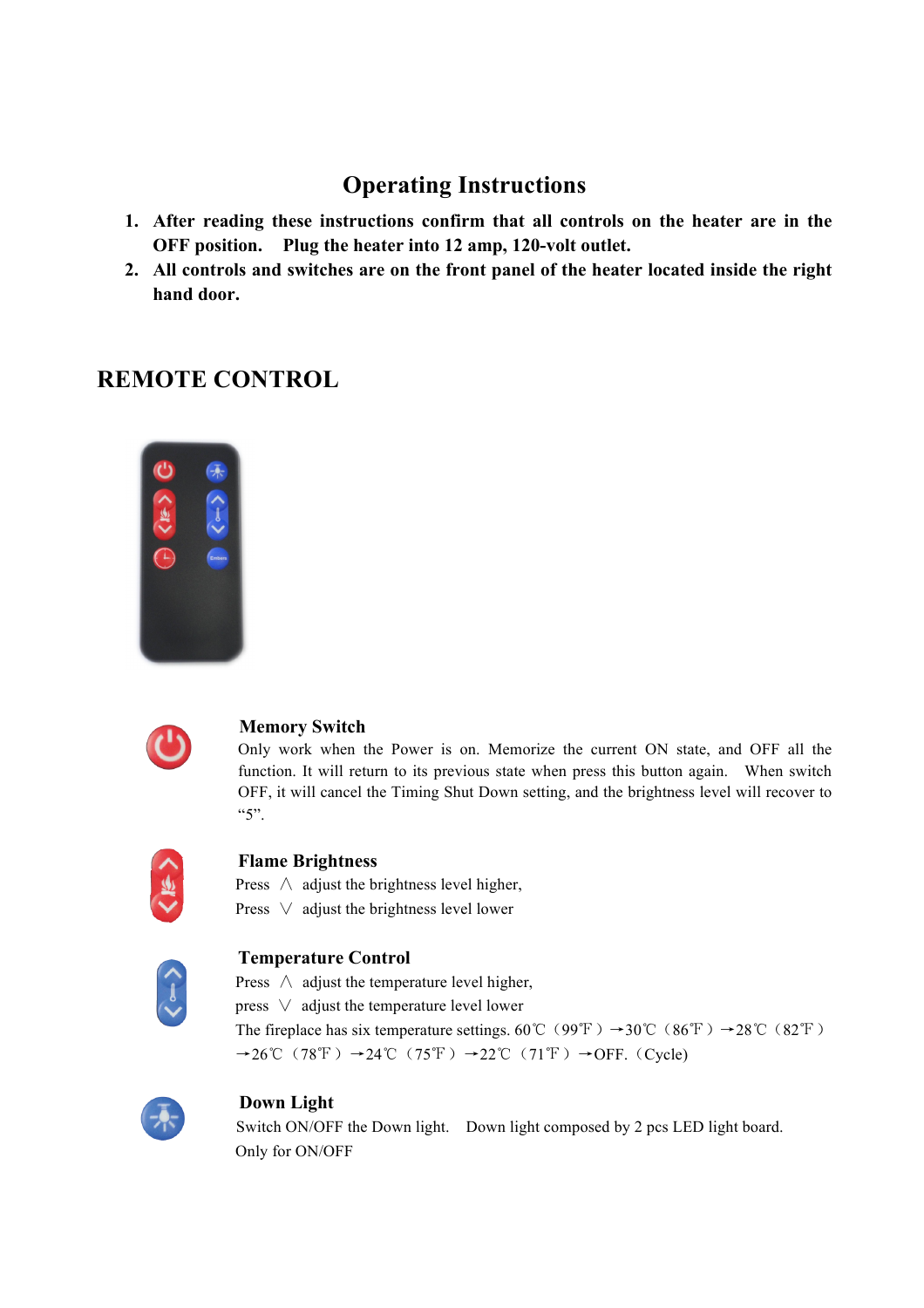# Operating Instructions

1. **After reading these instructions confirm that all controls on the heater are in the OFF position. Plug the heater into 12 amp, 120-volt outlet.**
2. **All controls and switches are on the front panel of the heater located inside the right hand door.**

## REMOTE CONTROL

### Memory Switch

Only work when the Power is on. Memorize the current ON state, and OFF all the function. It will return to its previous state when press this button again. When switch OFF, it will cancel the Timing Shut Down setting, and the brightness level will recover to "5".

### Flame Brightness

Press ∧ adjust the brightness level higher,

Press ∨ adjust the brightness level lower

### Temperature Control

Press ∧ adjust the temperature level higher,

press ∨ adjust the temperature level lower

The fireplace has six temperature settings. 60℃（99℉）→30℃（86℉）→28℃（82℉）→26℃（78℉）→24℃（75℉）→22℃（71℉）→OFF.（Cycle)

### Down Light

Switch ON/OFF the Down light. Down light composed by 2 pcs LED light board.

Only for ON/OFF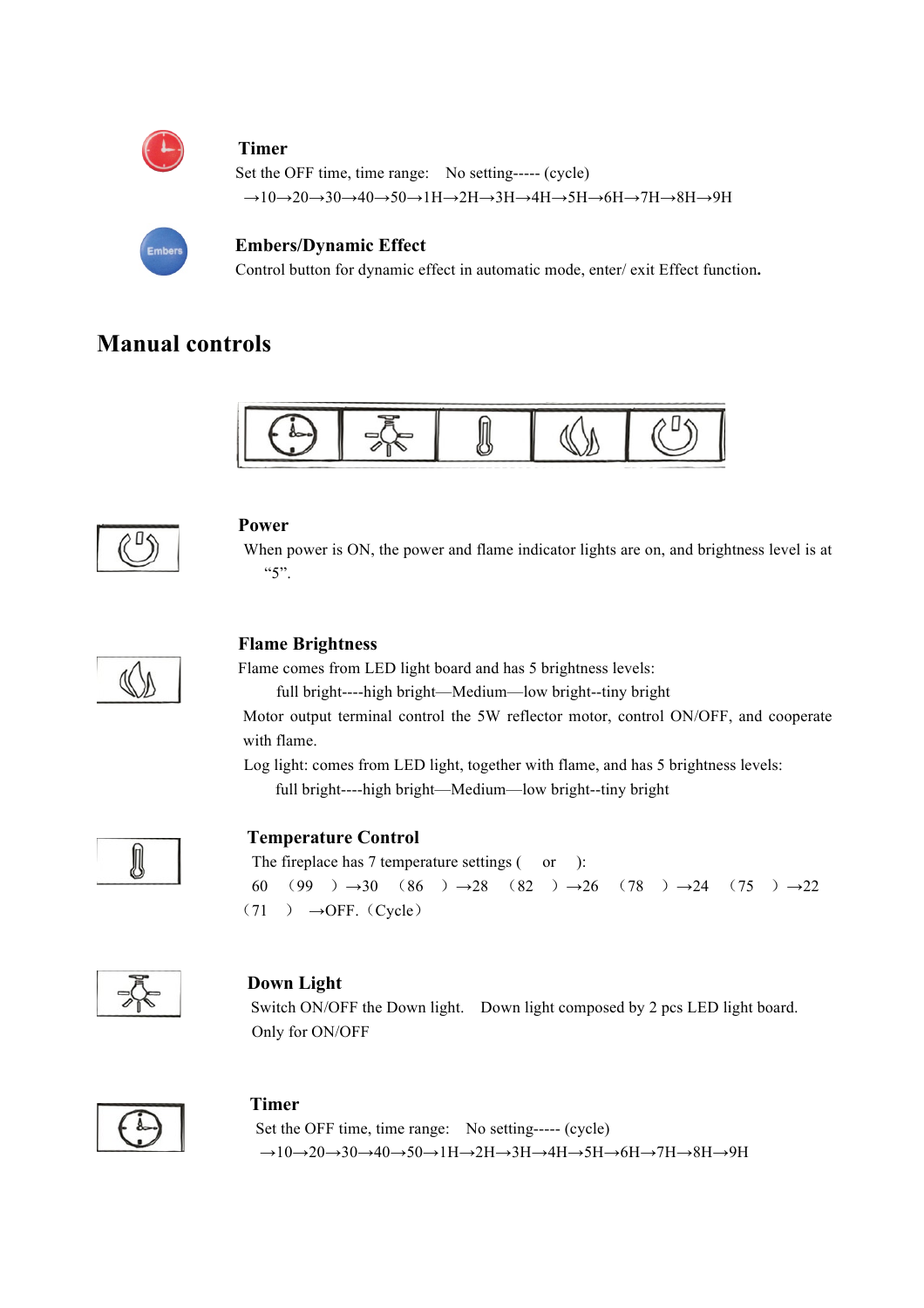**Timer**

Set the OFF time, time range: No setting----- (cycle)

→10→20→30→40→50→1H→2H→3H→4H→5H→6H→7H→8H→9H

**Embers/Dynamic Effect**

Control button for dynamic effect in automatic mode, enter/ exit Effect function.

## Manual controls

**Power**

When power is ON, the power and flame indicator lights are on, and brightness level is at "5".

**Flame Brightness**

Flame comes from LED light board and has 5 brightness levels:

full bright----high bright—Medium—low bright--tiny bright

Motor output terminal control the 5W reflector motor, control ON/OFF, and cooperate with flame.

Log light: comes from LED light, together with flame, and has 5 brightness levels:

full bright----high bright—Medium—low bright--tiny bright

**Temperature Control**

The fireplace has 7 temperature settings ( or ):

60 （99 ）→30 （86 ）→28 （82 ）→26 （78 ）→24 （75 ）→22 （71 ） →OFF.（Cycle）

**Down Light**

Switch ON/OFF the Down light. Down light composed by 2 pcs LED light board.

Only for ON/OFF

**Timer**

Set the OFF time, time range: No setting----- (cycle)

→10→20→30→40→50→1H→2H→3H→4H→5H→6H→7H→8H→9H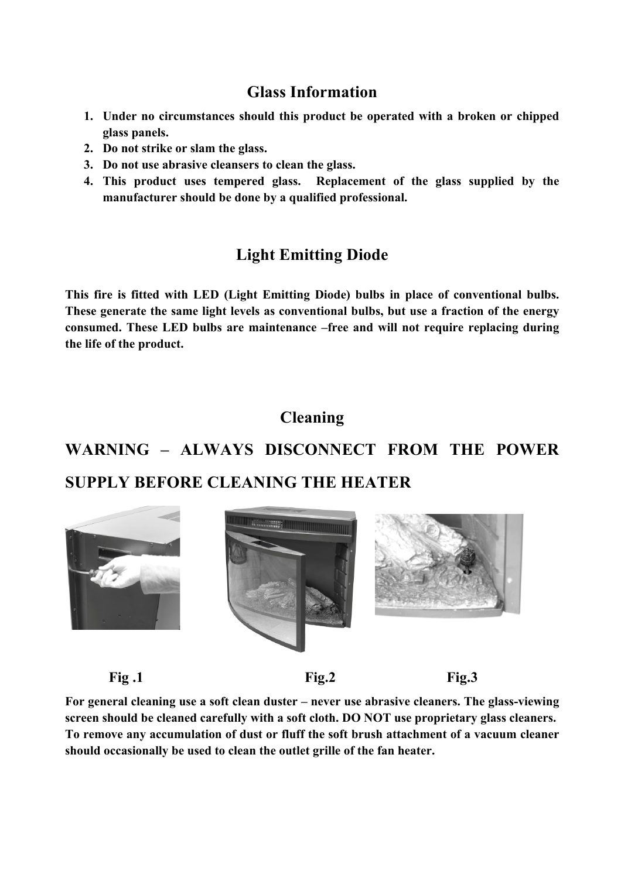## Glass Information

1. **Under no circumstances should this product be operated with a broken or chipped glass panels.**
2. **Do not strike or slam the glass.**
3. **Do not use abrasive cleansers to clean the glass.**
4. **This product uses tempered glass. Replacement of the glass supplied by the manufacturer should be done by a qualified professional.**

## Light Emitting Diode

**This fire is fitted with LED (Light Emitting Diode) bulbs in place of conventional bulbs. These generate the same light levels as conventional bulbs, but use a fraction of the energy consumed. These LED bulbs are maintenance –free and will not require replacing during the life of the product.**

## Cleaning

## WARNING – ALWAYS DISCONNECT FROM THE POWER SUPPLY BEFORE CLEANING THE HEATER

**Fig .1** **Fig.2** **Fig.3**

**For general cleaning use a soft clean duster – never use abrasive cleaners. The glass-viewing screen should be cleaned carefully with a soft cloth. DO NOT use proprietary glass cleaners. To remove any accumulation of dust or fluff the soft brush attachment of a vacuum cleaner should occasionally be used to clean the outlet grille of the fan heater.**